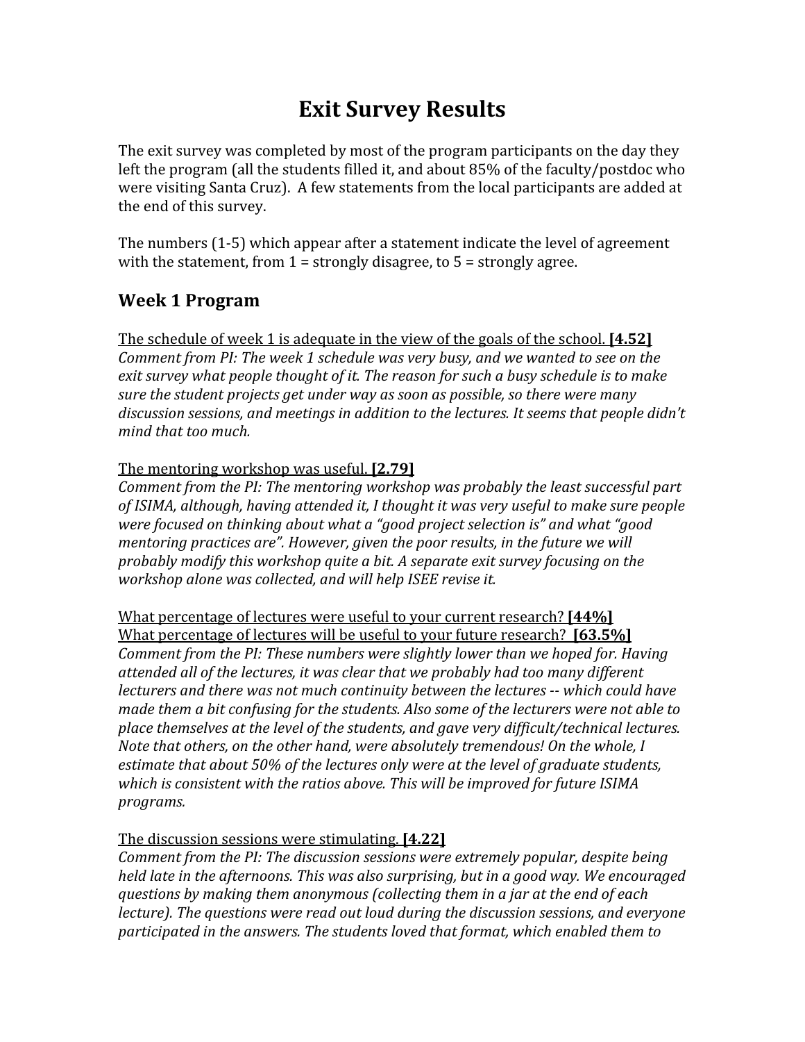# Exit Survey Results

The exit survey was completed by most of the program participants on the day they left the program (all the students filled it, and about 85% of the faculty/postdoc who were visiting Santa Cruz). A few statements from the local participants are added at the end of this survey.

The numbers (1-5) which appear after a statement indicate the level of agreement with the statement, from 1 = strongly disagree, to 5 = strongly agree.

## Week 1 Program

<u>The schedule of week 1 is adequate in the view of the goals of the school.</u> **[4.52]**
*Comment from PI: The week 1 schedule was very busy, and we wanted to see on the exit survey what people thought of it. The reason for such a busy schedule is to make sure the student projects get under way as soon as possible, so there were many discussion sessions, and meetings in addition to the lectures. It seems that people didn't mind that too much.*

<u>The mentoring workshop was useful.</u> **[2.79]**
*Comment from the PI: The mentoring workshop was probably the least successful part of ISIMA, although, having attended it, I thought it was very useful to make sure people were focused on thinking about what a "good project selection is" and what "good mentoring practices are". However, given the poor results, in the future we will probably modify this workshop quite a bit. A separate exit survey focusing on the workshop alone was collected, and will help ISEE revise it.*

<u>What percentage of lectures were useful to your current research?</u> **[44%]**
<u>What percentage of lectures will be useful to your future research?</u> **[63.5%]**
*Comment from the PI: These numbers were slightly lower than we hoped for. Having attended all of the lectures, it was clear that we probably had too many different lecturers and there was not much continuity between the lectures -- which could have made them a bit confusing for the students. Also some of the lecturers were not able to place themselves at the level of the students, and gave very difficult/technical lectures. Note that others, on the other hand, were absolutely tremendous! On the whole, I estimate that about 50% of the lectures only were at the level of graduate students, which is consistent with the ratios above. This will be improved for future ISIMA programs.*

<u>The discussion sessions were stimulating.</u> **[4.22]**
*Comment from the PI: The discussion sessions were extremely popular, despite being held late in the afternoons. This was also surprising, but in a good way. We encouraged questions by making them anonymous (collecting them in a jar at the end of each lecture). The questions were read out loud during the discussion sessions, and everyone participated in the answers. The students loved that format, which enabled them to*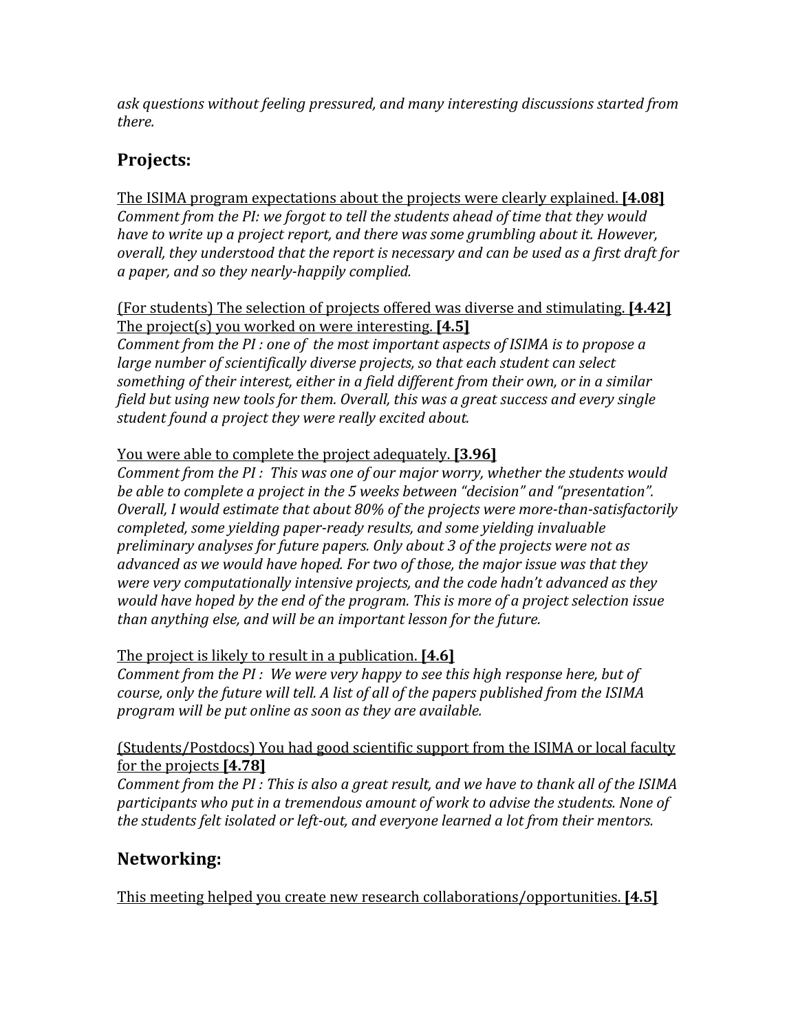*ask questions without feeling pressured, and many interesting discussions started from there.*

## Projects:

The ISIMA program expectations about the projects were clearly explained. **[4.08]**
*Comment from the PI: we forgot to tell the students ahead of time that they would have to write up a project report, and there was some grumbling about it. However, overall, they understood that the report is necessary and can be used as a first draft for a paper, and so they nearly-happily complied.*

(For students) The selection of projects offered was diverse and stimulating. **[4.42]**
The project(s) you worked on were interesting. **[4.5]**
*Comment from the PI : one of the most important aspects of ISIMA is to propose a large number of scientifically diverse projects, so that each student can select something of their interest, either in a field different from their own, or in a similar field but using new tools for them. Overall, this was a great success and every single student found a project they were really excited about.*

You were able to complete the project adequately. **[3.96]**
*Comment from the PI : This was one of our major worry, whether the students would be able to complete a project in the 5 weeks between "decision" and "presentation". Overall, I would estimate that about 80% of the projects were more-than-satisfactorily completed, some yielding paper-ready results, and some yielding invaluable preliminary analyses for future papers. Only about 3 of the projects were not as advanced as we would have hoped. For two of those, the major issue was that they were very computationally intensive projects, and the code hadn't advanced as they would have hoped by the end of the program. This is more of a project selection issue than anything else, and will be an important lesson for the future.*

The project is likely to result in a publication. **[4.6]**
*Comment from the PI : We were very happy to see this high response here, but of course, only the future will tell. A list of all of the papers published from the ISIMA program will be put online as soon as they are available.*

(Students/Postdocs) You had good scientific support from the ISIMA or local faculty for the projects **[4.78]**
*Comment from the PI : This is also a great result, and we have to thank all of the ISIMA participants who put in a tremendous amount of work to advise the students. None of the students felt isolated or left-out, and everyone learned a lot from their mentors.*

## Networking:

This meeting helped you create new research collaborations/opportunities. **[4.5]**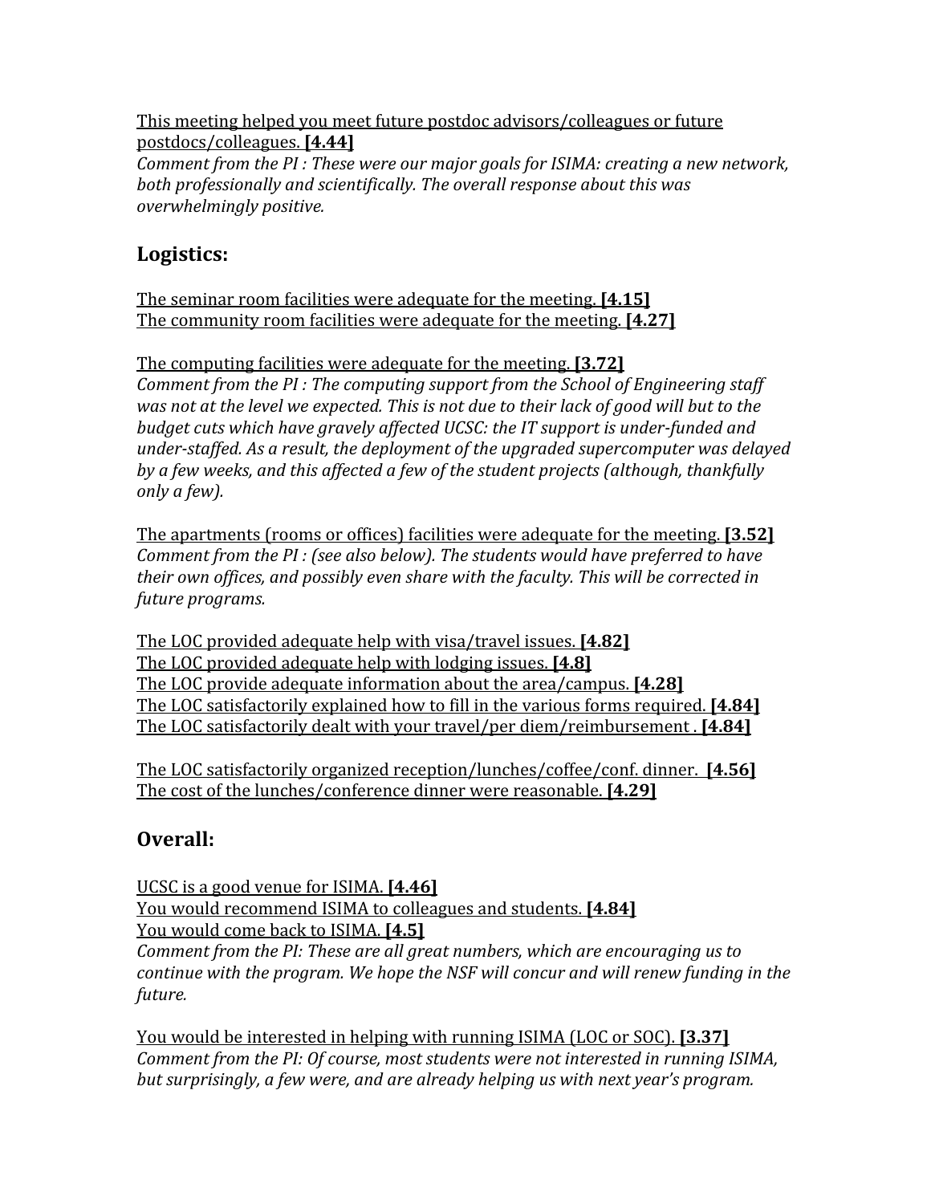<u>This meeting helped you meet future postdoc advisors/colleagues or future postdocs/colleagues.</u> **[4.44]**
*Comment from the PI : These were our major goals for ISIMA: creating a new network, both professionally and scientifically. The overall response about this was overwhelmingly positive.*

## Logistics:

<u>The seminar room facilities were adequate for the meeting.</u> **[4.15]**
<u>The community room facilities were adequate for the meeting.</u> **[4.27]**

<u>The computing facilities were adequate for the meeting.</u> **[3.72]**
*Comment from the PI : The computing support from the School of Engineering staff was not at the level we expected. This is not due to their lack of good will but to the budget cuts which have gravely affected UCSC: the IT support is under-funded and under-staffed. As a result, the deployment of the upgraded supercomputer was delayed by a few weeks, and this affected a few of the student projects (although, thankfully only a few).*

<u>The apartments (rooms or offices) facilities were adequate for the meeting.</u> **[3.52]**
*Comment from the PI : (see also below). The students would have preferred to have their own offices, and possibly even share with the faculty. This will be corrected in future programs.*

<u>The LOC provided adequate help with visa/travel issues.</u> **[4.82]**
<u>The LOC provided adequate help with lodging issues.</u> **[4.8]**
<u>The LOC provide adequate information about the area/campus.</u> **[4.28]**
<u>The LOC satisfactorily explained how to fill in the various forms required.</u> **[4.84]**
<u>The LOC satisfactorily dealt with your travel/per diem/reimbursement .</u> **[4.84]**

<u>The LOC satisfactorily organized reception/lunches/coffee/conf. dinner.</u> **[4.56]**
<u>The cost of the lunches/conference dinner were reasonable.</u> **[4.29]**

## Overall:

<u>UCSC is a good venue for ISIMA.</u> **[4.46]**
<u>You would recommend ISIMA to colleagues and students.</u> **[4.84]**
<u>You would come back to ISIMA.</u> **[4.5]**
*Comment from the PI: These are all great numbers, which are encouraging us to continue with the program. We hope the NSF will concur and will renew funding in the future.*

<u>You would be interested in helping with running ISIMA (LOC or SOC).</u> **[3.37]**
*Comment from the PI: Of course, most students were not interested in running ISIMA, but surprisingly, a few were, and are already helping us with next year's program.*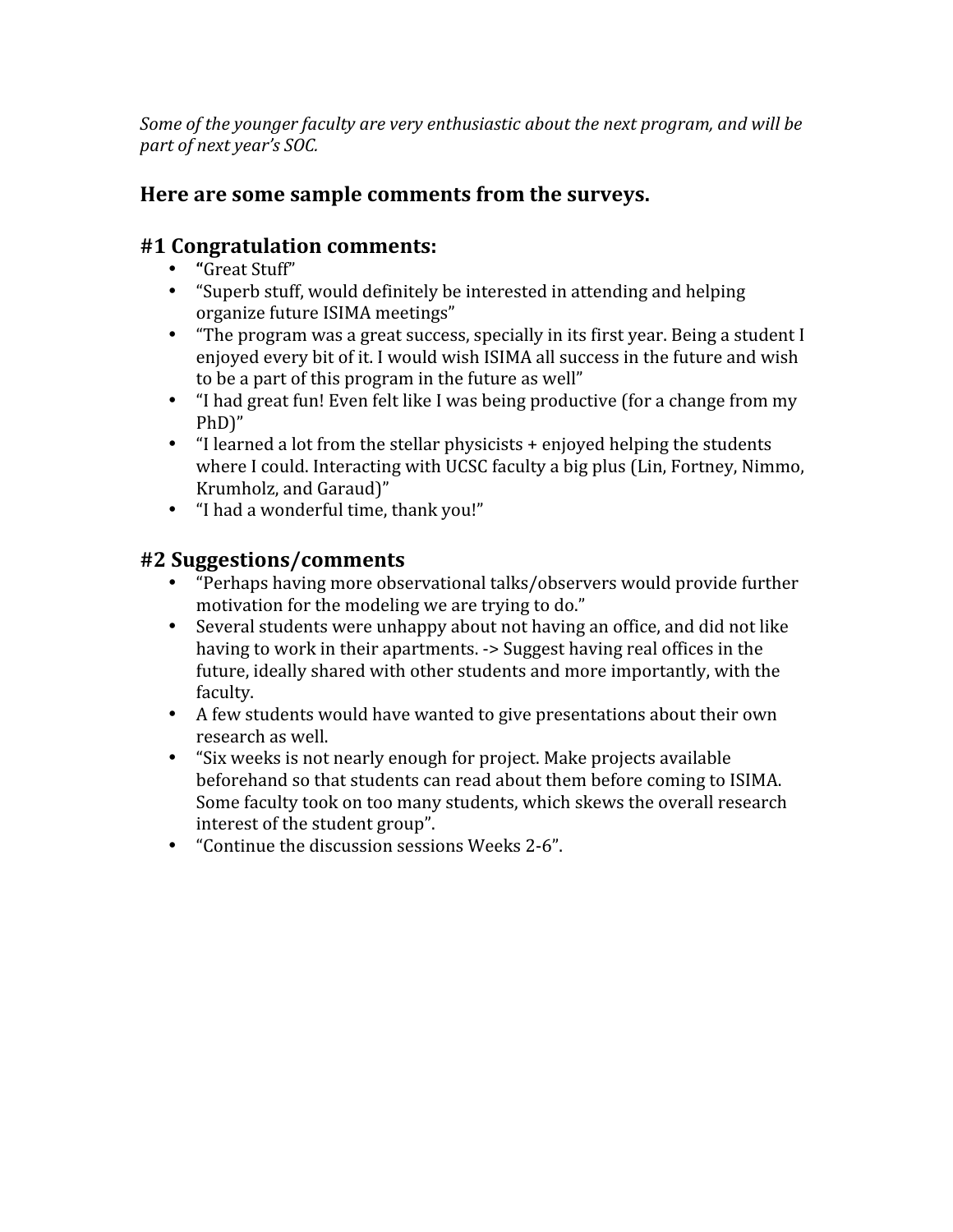*Some of the younger faculty are very enthusiastic about the next program, and will be part of next year's SOC.*

## Here are some sample comments from the surveys.

## #1 Congratulation comments:

- **"**Great Stuff"
- "Superb stuff, would definitely be interested in attending and helping organize future ISIMA meetings"
- "The program was a great success, specially in its first year. Being a student I enjoyed every bit of it. I would wish ISIMA all success in the future and wish to be a part of this program in the future as well"
- "I had great fun! Even felt like I was being productive (for a change from my PhD)"
- "I learned a lot from the stellar physicists + enjoyed helping the students where I could. Interacting with UCSC faculty a big plus (Lin, Fortney, Nimmo, Krumholz, and Garaud)"
- "I had a wonderful time, thank you!"

## #2 Suggestions/comments

- "Perhaps having more observational talks/observers would provide further motivation for the modeling we are trying to do."
- Several students were unhappy about not having an office, and did not like having to work in their apartments. -> Suggest having real offices in the future, ideally shared with other students and more importantly, with the faculty.
- A few students would have wanted to give presentations about their own research as well.
- "Six weeks is not nearly enough for project. Make projects available beforehand so that students can read about them before coming to ISIMA. Some faculty took on too many students, which skews the overall research interest of the student group".
- "Continue the discussion sessions Weeks 2-6".